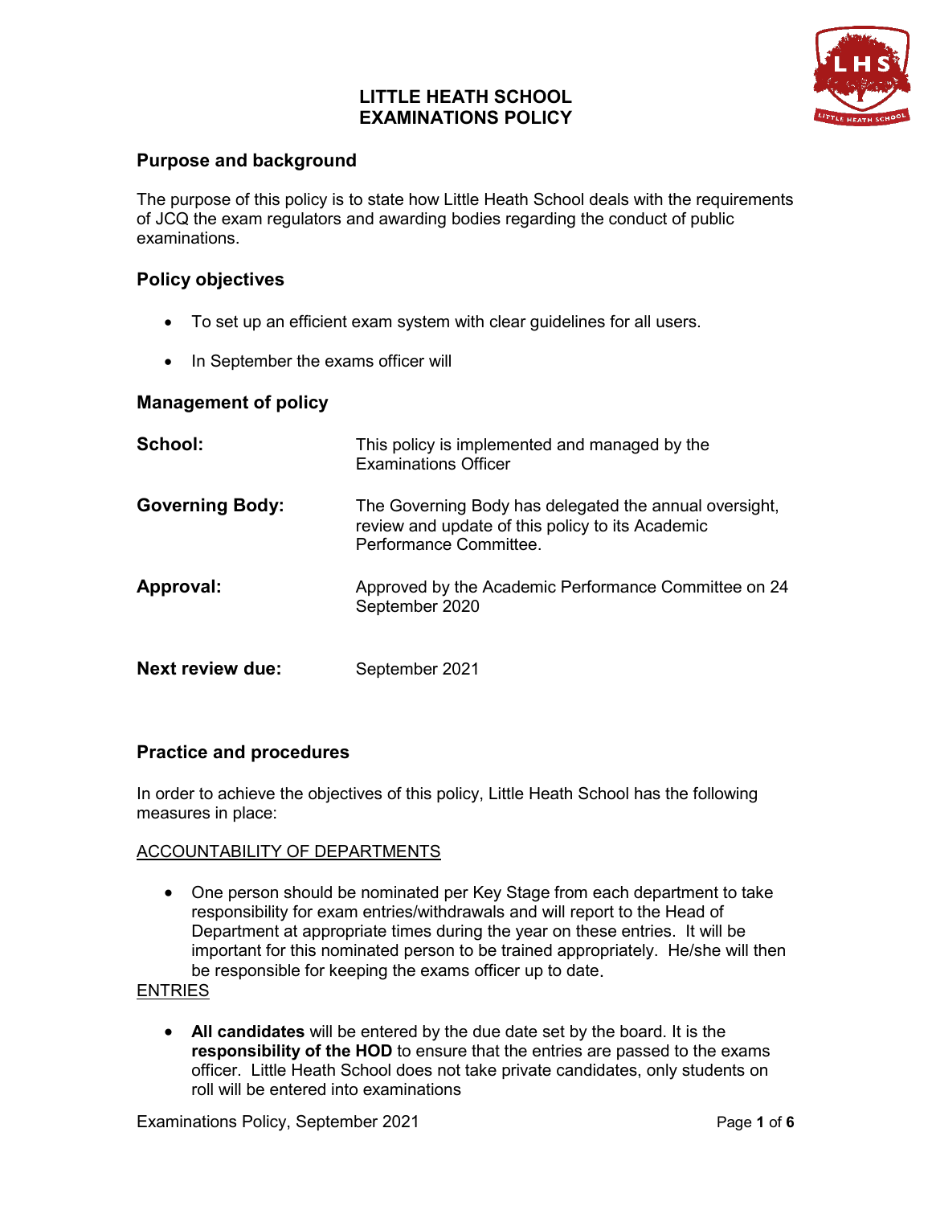# LITTLE HEATH SCHOOL
# EXAMINATIONS POLICY

## Purpose and background

The purpose of this policy is to state how Little Heath School deals with the requirements of JCQ the exam regulators and awarding bodies regarding the conduct of public examinations.

## Policy objectives

- To set up an efficient exam system with clear guidelines for all users.
- In September the exams officer will

## Management of policy

| | |
|---|---|
| **School:** | This policy is implemented and managed by the Examinations Officer |
| **Governing Body:** | The Governing Body has delegated the annual oversight, review and update of this policy to its Academic Performance Committee. |
| **Approval:** | Approved by the Academic Performance Committee on 24 September 2020 |
| **Next review due:** | September 2021 |

## Practice and procedures

In order to achieve the objectives of this policy, Little Heath School has the following measures in place:

ACCOUNTABILITY OF DEPARTMENTS

- One person should be nominated per Key Stage from each department to take responsibility for exam entries/withdrawals and will report to the Head of Department at appropriate times during the year on these entries. It will be important for this nominated person to be trained appropriately. He/she will then be responsible for keeping the exams officer up to date.

ENTRIES

- **All candidates** will be entered by the due date set by the board. It is the **responsibility of the HOD** to ensure that the entries are passed to the exams officer. Little Heath School does not take private candidates, only students on roll will be entered into examinations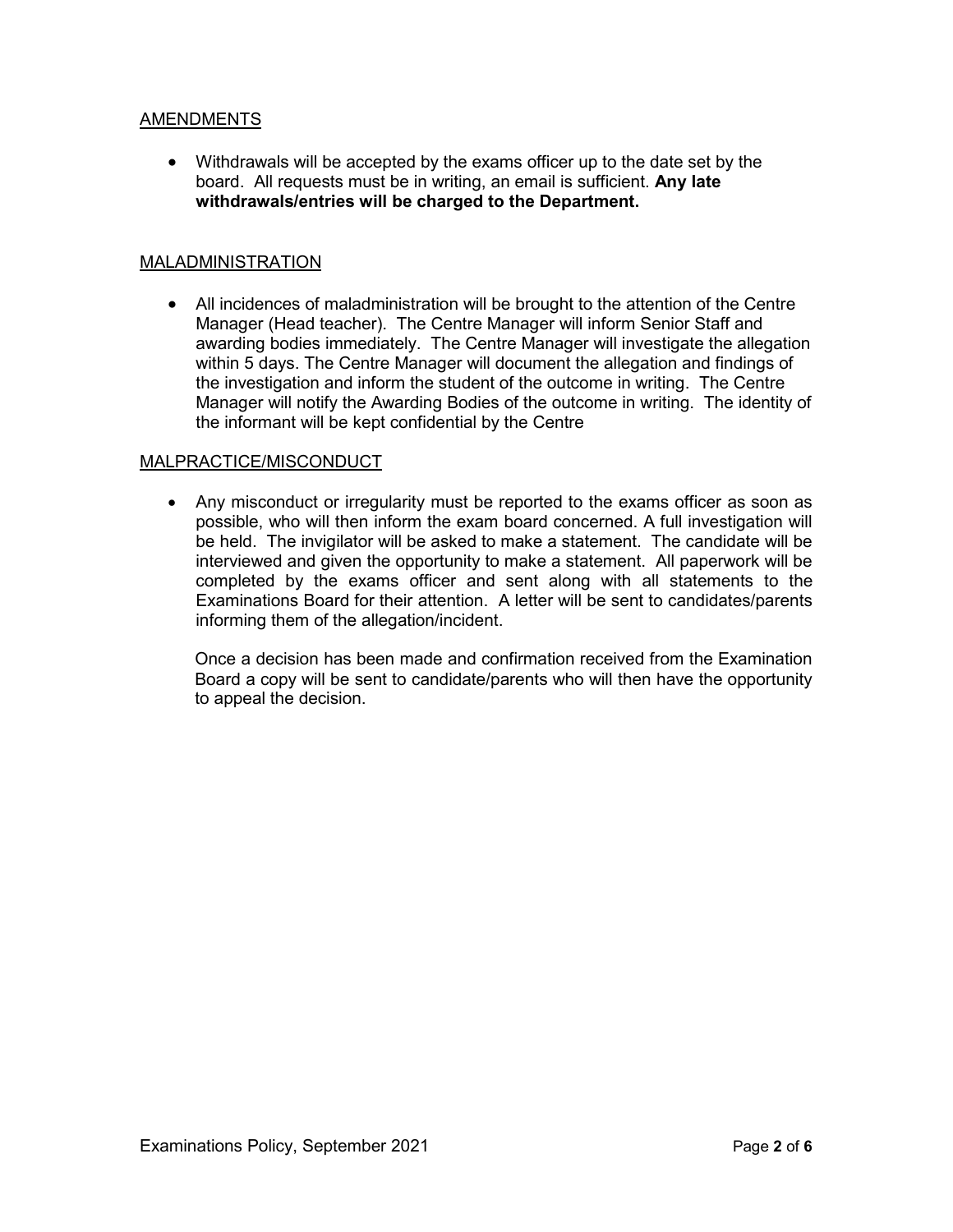## AMENDMENTS

- Withdrawals will be accepted by the exams officer up to the date set by the board. All requests must be in writing, an email is sufficient. **Any late withdrawals/entries will be charged to the Department.**

## MALADMINISTRATION

- All incidences of maladministration will be brought to the attention of the Centre Manager (Head teacher). The Centre Manager will inform Senior Staff and awarding bodies immediately. The Centre Manager will investigate the allegation within 5 days. The Centre Manager will document the allegation and findings of the investigation and inform the student of the outcome in writing. The Centre Manager will notify the Awarding Bodies of the outcome in writing. The identity of the informant will be kept confidential by the Centre

## MALPRACTICE/MISCONDUCT

- Any misconduct or irregularity must be reported to the exams officer as soon as possible, who will then inform the exam board concerned. A full investigation will be held. The invigilator will be asked to make a statement. The candidate will be interviewed and given the opportunity to make a statement. All paperwork will be completed by the exams officer and sent along with all statements to the Examinations Board for their attention. A letter will be sent to candidates/parents informing them of the allegation/incident.

  Once a decision has been made and confirmation received from the Examination Board a copy will be sent to candidate/parents who will then have the opportunity to appeal the decision.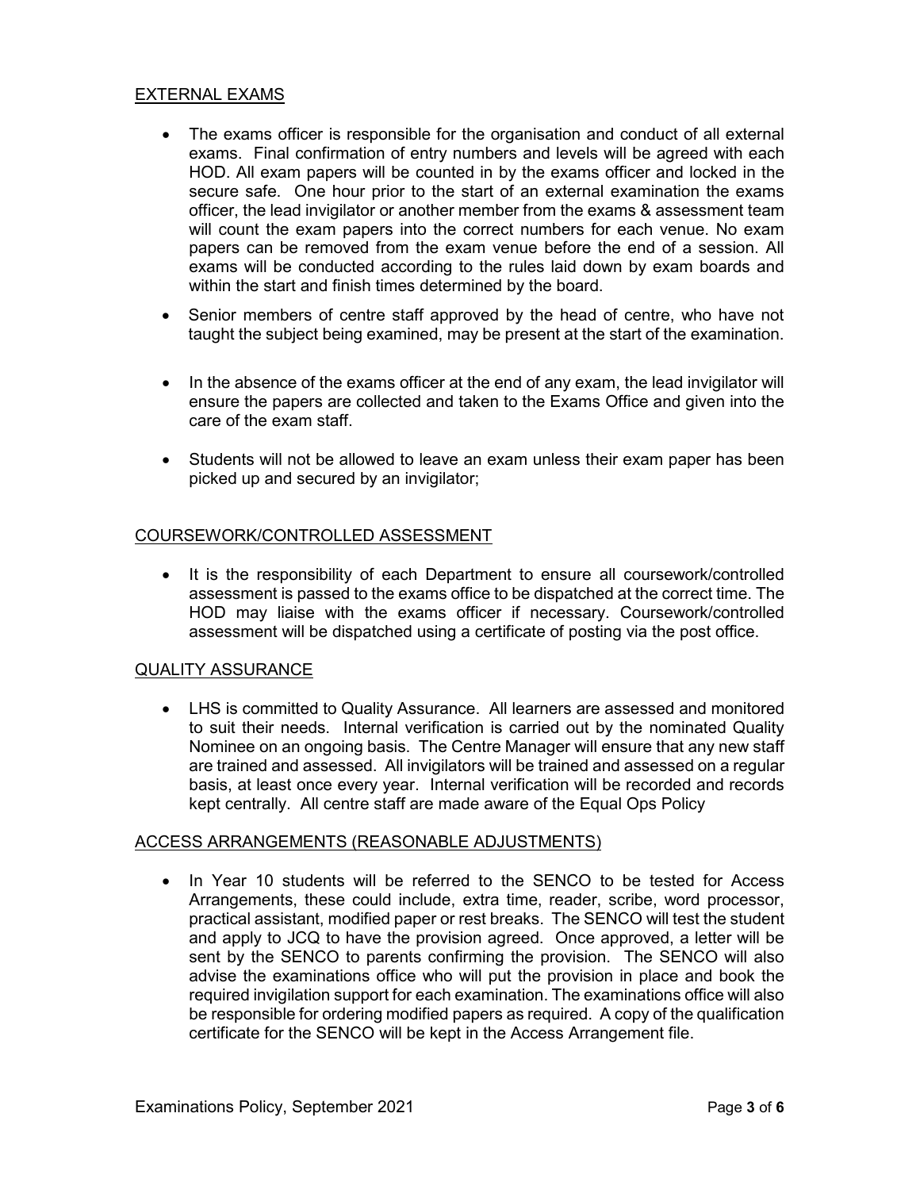## EXTERNAL EXAMS

- The exams officer is responsible for the organisation and conduct of all external exams. Final confirmation of entry numbers and levels will be agreed with each HOD. All exam papers will be counted in by the exams officer and locked in the secure safe. One hour prior to the start of an external examination the exams officer, the lead invigilator or another member from the exams & assessment team will count the exam papers into the correct numbers for each venue. No exam papers can be removed from the exam venue before the end of a session. All exams will be conducted according to the rules laid down by exam boards and within the start and finish times determined by the board.
- Senior members of centre staff approved by the head of centre, who have not taught the subject being examined, may be present at the start of the examination.
- In the absence of the exams officer at the end of any exam, the lead invigilator will ensure the papers are collected and taken to the Exams Office and given into the care of the exam staff.
- Students will not be allowed to leave an exam unless their exam paper has been picked up and secured by an invigilator;

## COURSEWORK/CONTROLLED ASSESSMENT

- It is the responsibility of each Department to ensure all coursework/controlled assessment is passed to the exams office to be dispatched at the correct time. The HOD may liaise with the exams officer if necessary. Coursework/controlled assessment will be dispatched using a certificate of posting via the post office.

## QUALITY ASSURANCE

- LHS is committed to Quality Assurance. All learners are assessed and monitored to suit their needs. Internal verification is carried out by the nominated Quality Nominee on an ongoing basis. The Centre Manager will ensure that any new staff are trained and assessed. All invigilators will be trained and assessed on a regular basis, at least once every year. Internal verification will be recorded and records kept centrally. All centre staff are made aware of the Equal Ops Policy

## ACCESS ARRANGEMENTS (REASONABLE ADJUSTMENTS)

- In Year 10 students will be referred to the SENCO to be tested for Access Arrangements, these could include, extra time, reader, scribe, word processor, practical assistant, modified paper or rest breaks. The SENCO will test the student and apply to JCQ to have the provision agreed. Once approved, a letter will be sent by the SENCO to parents confirming the provision. The SENCO will also advise the examinations office who will put the provision in place and book the required invigilation support for each examination. The examinations office will also be responsible for ordering modified papers as required. A copy of the qualification certificate for the SENCO will be kept in the Access Arrangement file.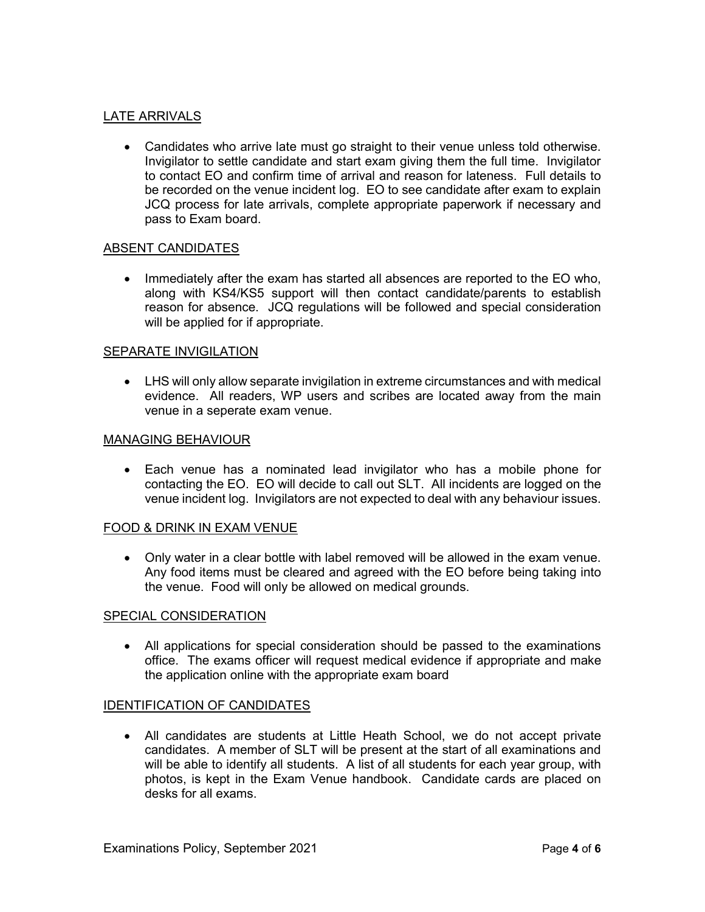## LATE ARRIVALS

- Candidates who arrive late must go straight to their venue unless told otherwise. Invigilator to settle candidate and start exam giving them the full time. Invigilator to contact EO and confirm time of arrival and reason for lateness. Full details to be recorded on the venue incident log. EO to see candidate after exam to explain JCQ process for late arrivals, complete appropriate paperwork if necessary and pass to Exam board.

## ABSENT CANDIDATES

- Immediately after the exam has started all absences are reported to the EO who, along with KS4/KS5 support will then contact candidate/parents to establish reason for absence. JCQ regulations will be followed and special consideration will be applied for if appropriate.

## SEPARATE INVIGILATION

- LHS will only allow separate invigilation in extreme circumstances and with medical evidence. All readers, WP users and scribes are located away from the main venue in a seperate exam venue.

## MANAGING BEHAVIOUR

- Each venue has a nominated lead invigilator who has a mobile phone for contacting the EO. EO will decide to call out SLT. All incidents are logged on the venue incident log. Invigilators are not expected to deal with any behaviour issues.

## FOOD & DRINK IN EXAM VENUE

- Only water in a clear bottle with label removed will be allowed in the exam venue. Any food items must be cleared and agreed with the EO before being taking into the venue. Food will only be allowed on medical grounds.

## SPECIAL CONSIDERATION

- All applications for special consideration should be passed to the examinations office. The exams officer will request medical evidence if appropriate and make the application online with the appropriate exam board

## IDENTIFICATION OF CANDIDATES

- All candidates are students at Little Heath School, we do not accept private candidates. A member of SLT will be present at the start of all examinations and will be able to identify all students. A list of all students for each year group, with photos, is kept in the Exam Venue handbook. Candidate cards are placed on desks for all exams.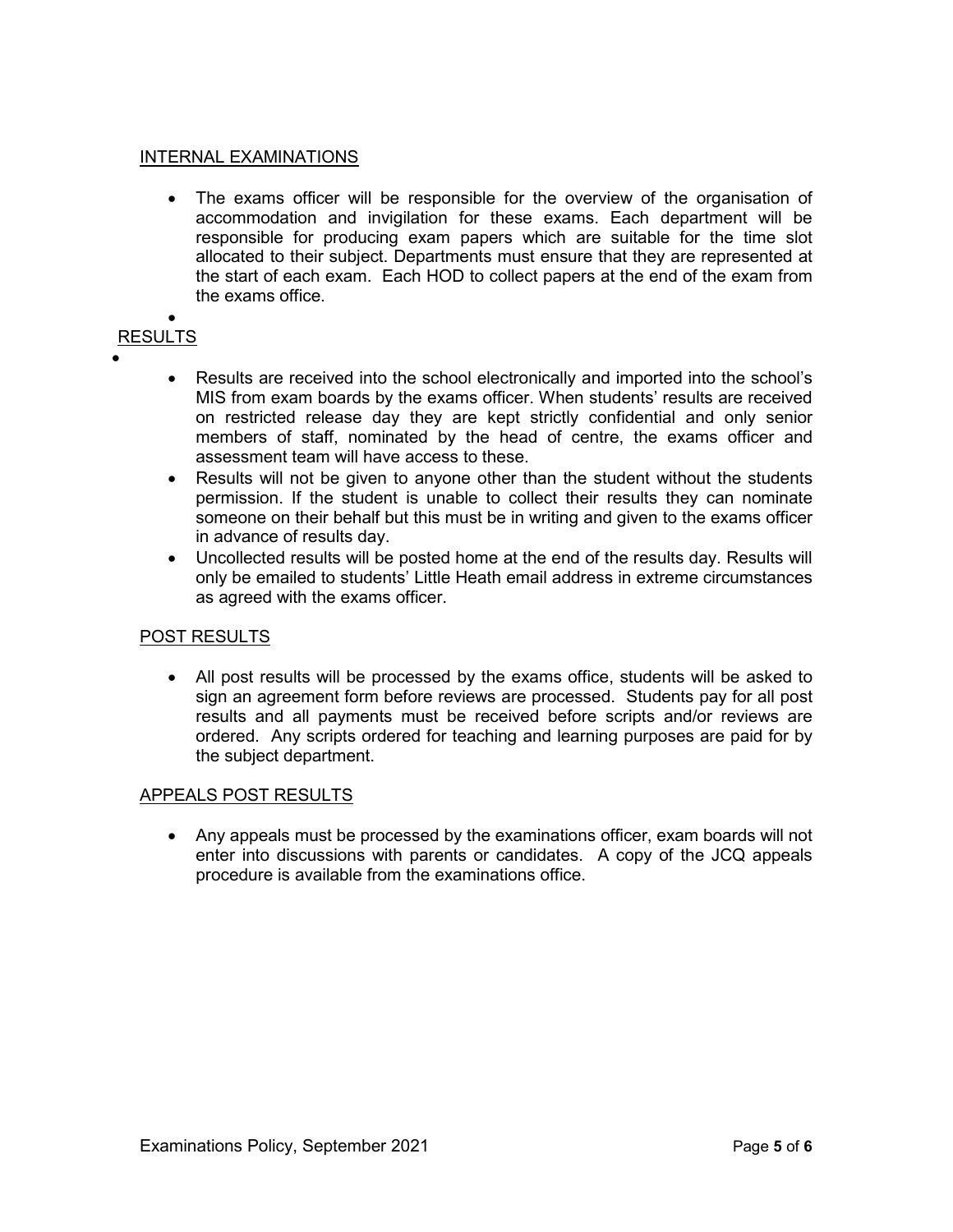## INTERNAL EXAMINATIONS

- The exams officer will be responsible for the overview of the organisation of accommodation and invigilation for these exams. Each department will be responsible for producing exam papers which are suitable for the time slot allocated to their subject. Departments must ensure that they are represented at the start of each exam. Each HOD to collect papers at the end of the exam from the exams office.

## RESULTS

- Results are received into the school electronically and imported into the school's MIS from exam boards by the exams officer. When students' results are received on restricted release day they are kept strictly confidential and only senior members of staff, nominated by the head of centre, the exams officer and assessment team will have access to these.
- Results will not be given to anyone other than the student without the students permission. If the student is unable to collect their results they can nominate someone on their behalf but this must be in writing and given to the exams officer in advance of results day.
- Uncollected results will be posted home at the end of the results day. Results will only be emailed to students' Little Heath email address in extreme circumstances as agreed with the exams officer.

## POST RESULTS

- All post results will be processed by the exams office, students will be asked to sign an agreement form before reviews are processed. Students pay for all post results and all payments must be received before scripts and/or reviews are ordered. Any scripts ordered for teaching and learning purposes are paid for by the subject department.

## APPEALS POST RESULTS

- Any appeals must be processed by the examinations officer, exam boards will not enter into discussions with parents or candidates. A copy of the JCQ appeals procedure is available from the examinations office.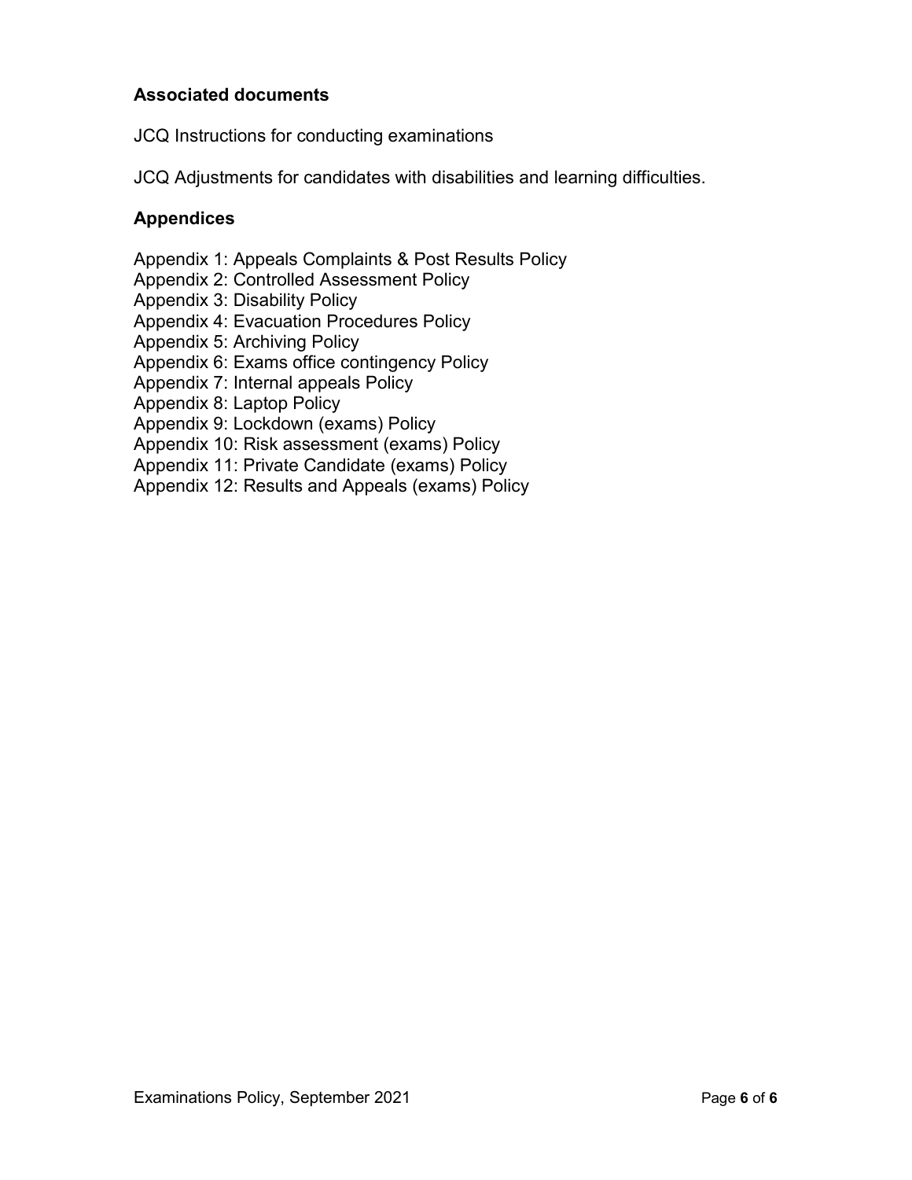### Associated documents

JCQ Instructions for conducting examinations

JCQ Adjustments for candidates with disabilities and learning difficulties.

### Appendices

Appendix 1: Appeals Complaints & Post Results Policy
Appendix 2: Controlled Assessment Policy
Appendix 3: Disability Policy
Appendix 4: Evacuation Procedures Policy
Appendix 5: Archiving Policy
Appendix 6: Exams office contingency Policy
Appendix 7: Internal appeals Policy
Appendix 8: Laptop Policy
Appendix 9: Lockdown (exams) Policy
Appendix 10: Risk assessment (exams) Policy
Appendix 11: Private Candidate (exams) Policy
Appendix 12: Results and Appeals (exams) Policy